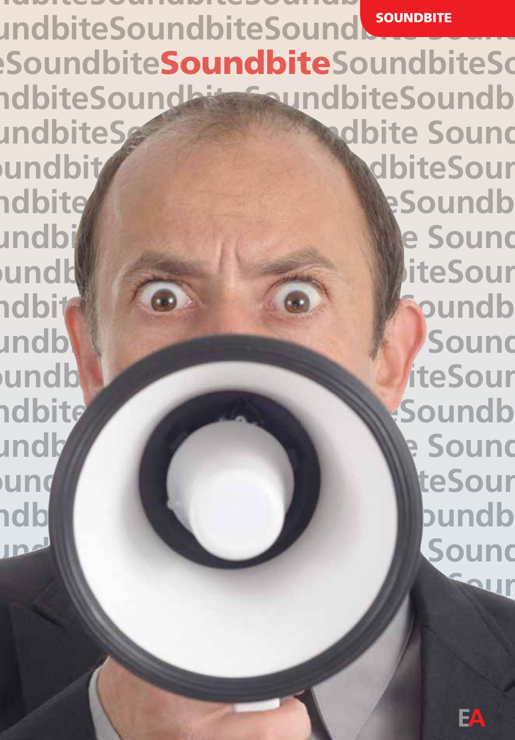SOUNDBITE

# Soundbite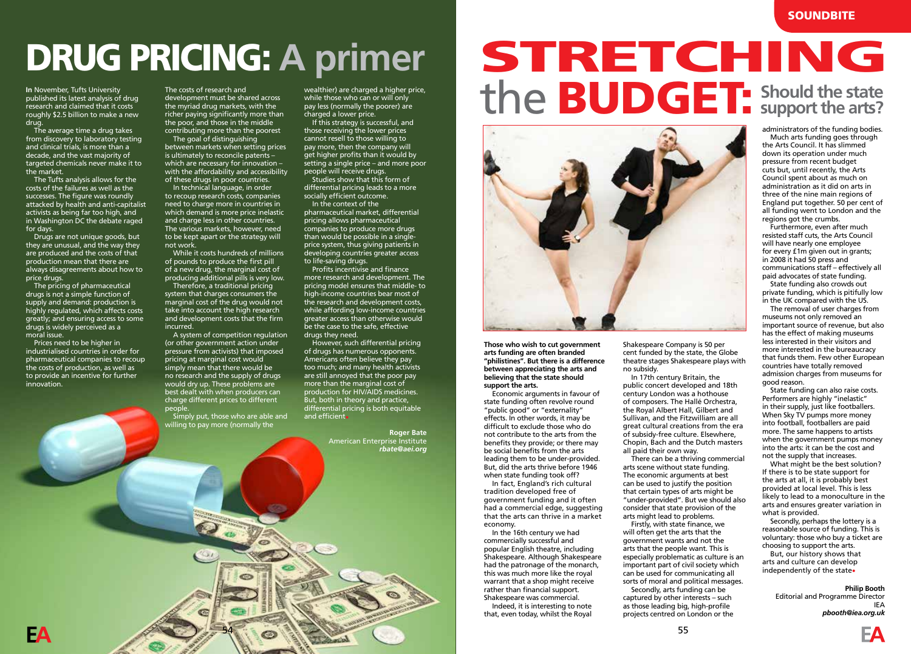# DRUG PRICING: A primer

**In** November, Tufts University published its latest analysis of drug research and claimed that it costs roughly $2.5 billion to make a new drug.

The average time a drug takes from discovery to laboratory testing and clinical trials, is more than a decade, and the vast majority of targeted chemicals never make it to the market.

The Tufts analysis allows for the costs of the failures as well as the successes. The figure was roundly attacked by health and anti-capitalist activists as being far too high, and in Washington DC the debate raged for days.

Drugs are not unique goods, but they are unusual, and the way they are produced and the costs of that production mean that there are always disagreements about how to price drugs.

The pricing of pharmaceutical drugs is not a simple function of supply and demand: production is highly regulated, which affects costs greatly; and ensuring access to some drugs is widely perceived as a moral issue.

Prices need to be higher in industrialised countries in order for pharmaceutical companies to recoup the costs of production, as well as to provide an incentive for further innovation.

The costs of research and development must be shared across the myriad drug markets, with the richer paying significantly more than the poor, and those in the middle contributing more than the poorest.

The goal of distinguishing between markets when setting prices is ultimately to reconcile patents – which are necessary for innovation – with the affordability and accessibility of these drugs in poor countries.

In technical language, in order to recoup research costs, companies need to charge more in countries in which demand is more price inelastic and charge less in other countries. The various markets, however, need to be kept apart or the strategy will not work.

While it costs hundreds of millions of pounds to produce the first pill of a new drug, the marginal cost of producing additional pills is very low.

Therefore, a traditional pricing system that charges consumers the marginal cost of the drug would not take into account the high research and development costs that the firm incurred.

A system of competition regulation (or other government action under pressure from activists) that imposed pricing at marginal cost would simply mean that there would be no research and the supply of drugs would dry up. These problems are best dealt with when producers can charge different prices to different people.

Simply put, those who are able and willing to pay more (normally the wealthier) are charged a higher price, while those who can or will only pay less (normally the poorer) are charged a lower price.

If this strategy is successful, and those receiving the lower prices cannot resell to those willing to pay more, then the company will get higher profits than it would by setting a single price – and more poor people will receive drugs.

Studies show that this form of differential pricing leads to a more socially efficient outcome.

In the context of the pharmaceutical market, differential pricing allows pharmaceutical companies to produce more drugs than would be possible in a single-price system, thus giving patients in developing countries greater access to life-saving drugs.

Profits incentivise and finance more research and development. The pricing model ensures that middle- to high-income countries bear most of the research and development costs, while affording low-income countries greater access than otherwise would be the case to the safe, effective drugs they need.

However, such differential pricing of drugs has numerous opponents. Americans often believe they pay too much; and many health activists are still annoyed that the poor pay more than the marginal cost of production for HIV/AIDS medicines. But, both in theory and practice, differential pricing is both equitable and efficient.

**Roger Bate**
American Enterprise Institute
***rbate@aei.org***

SOUNDBITE

# STRETCHING the BUDGET: Should the state support the arts?

**Those who wish to cut government arts funding are often branded "philistines". But there is a difference between appreciating the arts and believing that the state should support the arts.**

Economic arguments in favour of state funding often revolve round "public good" or "externality" effects. In other words, it may be difficult to exclude those who do not contribute to the arts from the benefits they provide; or there may be social benefits from the arts leading them to be under-provided. But, did the arts thrive before 1946 when state funding took off?

In fact, England's rich cultural tradition developed free of government funding and it often had a commercial edge, suggesting that the arts can thrive in a market economy.

In the 16th century we had commercially successful and popular English theatre, including Shakespeare. Although Shakespeare had the patronage of the monarch, this was much more like the royal warrant that a shop might receive rather than financial support. Shakespeare was commercial.

Indeed, it is interesting to note that, even today, whilst the Royal Shakespeare Company is 50 per cent funded by the state, the Globe theatre stages Shakespeare plays with no subsidy.

In 17th century Britain, the public concert developed and 18th century London was a hothouse of composers. The Hallé Orchestra, the Royal Albert Hall, Gilbert and Sullivan, and the Fitzwilliam are all great cultural creations from the era of subsidy-free culture. Elsewhere, Chopin, Bach and the Dutch masters all paid their own way.

There can be a thriving commercial arts scene without state funding. The economic arguments at best can be used to justify the position that certain types of arts might be "under-provided". But we should also consider that state provision of the arts might lead to problems.

Firstly, with state finance, we will often get the arts that the government wants and not the arts that the people want. This is especially problematic as culture is an important part of civil society which can be used for communicating all sorts of moral and political messages.

Secondly, arts funding can be captured by other interests – such as those leading big, high-profile projects centred on London or the administrators of the funding bodies.

Much arts funding goes through the Arts Council. It has slimmed down its operation under much pressure from recent budget cuts but, until recently, the Arts Council spent about as much on administration as it did on arts in three of the nine main regions of England put together. 50 per cent of all funding went to London and the regions got the crumbs.

Furthermore, even after much resisted staff cuts, the Arts Council will have nearly one employee for every £1m given out in grants; in 2008 it had 50 press and communications staff – effectively all paid advocates of state funding.

State funding also crowds out private funding, which is pitifully low in the UK compared with the US.

The removal of user charges from museums not only removed an important source of revenue, but also has the effect of making museums less interested in their visitors and more interested in the bureaucracy that funds them. Few other European countries have totally removed admission charges from museums for good reason.

State funding can also raise costs. Performers are highly "inelastic" in their supply, just like footballers. When Sky TV pumps more money into football, footballers are paid more. The same happens to artists when the government pumps money into the arts: it can be the cost and not the supply that increases.

What might be the best solution? If there is to be state support for the arts at all, it is probably best provided at local level. This is less likely to lead to a monoculture in the arts and ensures greater variation in what is provided.

Secondly, perhaps the lottery is a reasonable source of funding. This is voluntary: those who buy a ticket are choosing to support the arts.

But, our history shows that arts and culture can develop independently of the state.

**Philip Booth**
Editorial and Programme Director
IEA
***pbooth@iea.org.uk***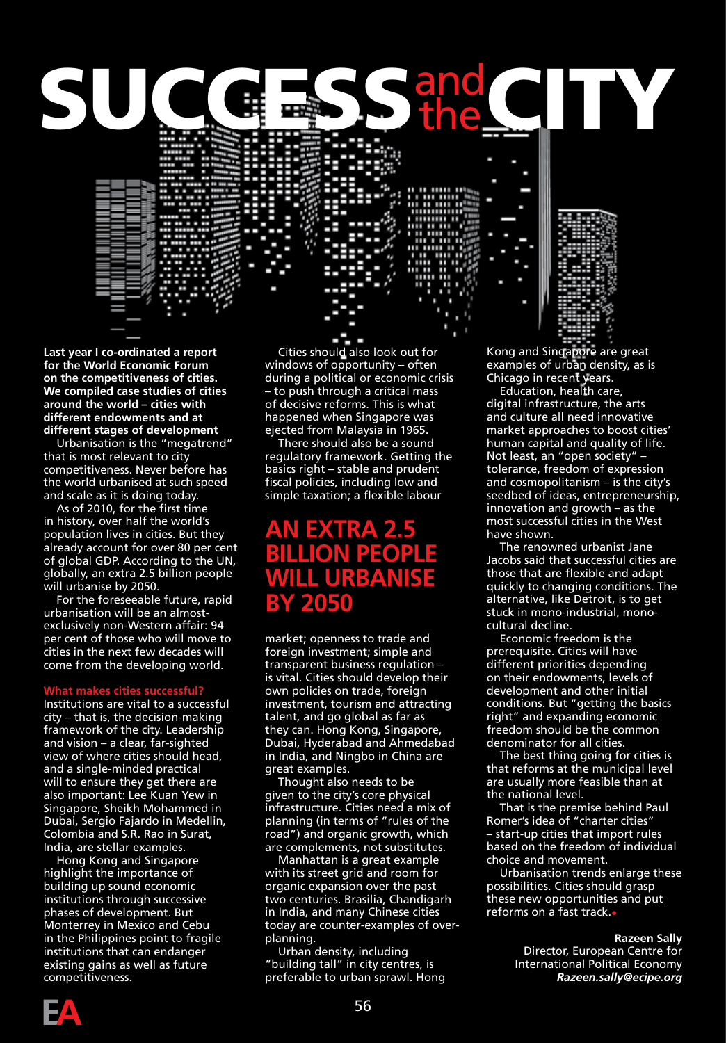# SUCCESS and the CITY

**Last year I co-ordinated a report for the World Economic Forum on the competitiveness of cities. We compiled case studies of cities around the world – cities with different endowments and at different stages of development**

Urbanisation is the "megatrend" that is most relevant to city competitiveness. Never before has the world urbanised at such speed and scale as it is doing today.

As of 2010, for the first time in history, over half the world's population lives in cities. But they already account for over 80 per cent of global GDP. According to the UN, globally, an extra 2.5 billion people will urbanise by 2050.

For the foreseeable future, rapid urbanisation will be an almost-exclusively non-Western affair: 94 per cent of those who will move to cities in the next few decades will come from the developing world.

### What makes cities successful?

Institutions are vital to a successful city – that is, the decision-making framework of the city. Leadership and vision – a clear, far-sighted view of where cities should head, and a single-minded practical will to ensure they get there are also important: Lee Kuan Yew in Singapore, Sheikh Mohammed in Dubai, Sergio Fajardo in Medellin, Colombia and S.R. Rao in Surat, India, are stellar examples.

Hong Kong and Singapore highlight the importance of building up sound economic institutions through successive phases of development. But Monterrey in Mexico and Cebu in the Philippines point to fragile institutions that can endanger existing gains as well as future competitiveness.

Cities should also look out for windows of opportunity – often during a political or economic crisis – to push through a critical mass of decisive reforms. This is what happened when Singapore was ejected from Malaysia in 1965.

There should also be a sound regulatory framework. Getting the basics right – stable and prudent fiscal policies, including low and simple taxation; a flexible labour market; openness to trade and foreign investment; simple and transparent business regulation – is vital. Cities should develop their own policies on trade, foreign investment, tourism and attracting talent, and go global as far as they can. Hong Kong, Singapore, Dubai, Hyderabad and Ahmedabad in India, and Ningbo in China are great examples.

## AN EXTRA 2.5 BILLION PEOPLE WILL URBANISE BY 2050

Thought also needs to be given to the city's core physical infrastructure. Cities need a mix of planning (in terms of "rules of the road") and organic growth, which are complements, not substitutes.

Manhattan is a great example with its street grid and room for organic expansion over the past two centuries. Brasilia, Chandigarh in India, and many Chinese cities today are counter-examples of over-planning.

Urban density, including "building tall" in city centres, is preferable to urban sprawl. Hong Kong and Singapore are great examples of urban density, as is Chicago in recent years.

Education, health care, digital infrastructure, the arts and culture all need innovative market approaches to boost cities' human capital and quality of life. Not least, an "open society" – tolerance, freedom of expression and cosmopolitanism – is the city's seedbed of ideas, entrepreneurship, innovation and growth – as the most successful cities in the West have shown.

The renowned urbanist Jane Jacobs said that successful cities are those that are flexible and adapt quickly to changing conditions. The alternative, like Detroit, is to get stuck in mono-industrial, mono-cultural decline.

Economic freedom is the prerequisite. Cities will have different priorities depending on their endowments, levels of development and other initial conditions. But "getting the basics right" and expanding economic freedom should be the common denominator for all cities.

The best thing going for cities is that reforms at the municipal level are usually more feasible than at the national level.

That is the premise behind Paul Romer's idea of "charter cities" – start-up cities that import rules based on the freedom of individual choice and movement.

Urbanisation trends enlarge these possibilities. Cities should grasp these new opportunities and put reforms on a fast track.•

**Razeen Sally**
Director, European Centre for International Political Economy
***Razeen.sally@ecipe.org***